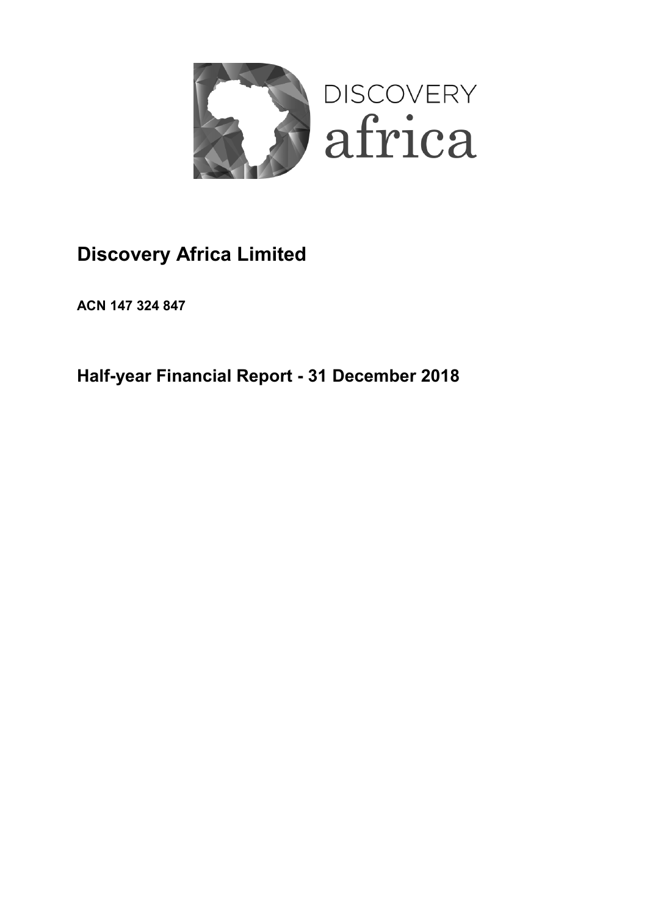DISCOVERY africa

# Discovery Africa Limited

**ACN 147 324 847**

## Half-year Financial Report - 31 December 2018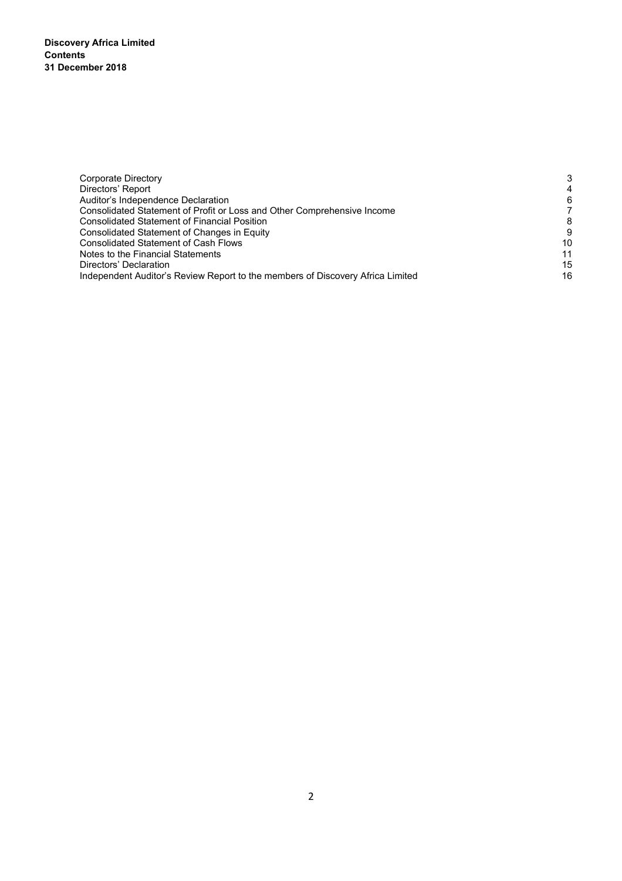**Discovery Africa Limited**
**Contents**
**31 December 2018**

| | |
|---|---|
| Corporate Directory | 3 |
| Directors' Report | 4 |
| Auditor's Independence Declaration | 6 |
| Consolidated Statement of Profit or Loss and Other Comprehensive Income | 7 |
| Consolidated Statement of Financial Position | 8 |
| Consolidated Statement of Changes in Equity | 9 |
| Consolidated Statement of Cash Flows | 10 |
| Notes to the Financial Statements | 11 |
| Directors' Declaration | 15 |
| Independent Auditor's Review Report to the members of Discovery Africa Limited | 16 |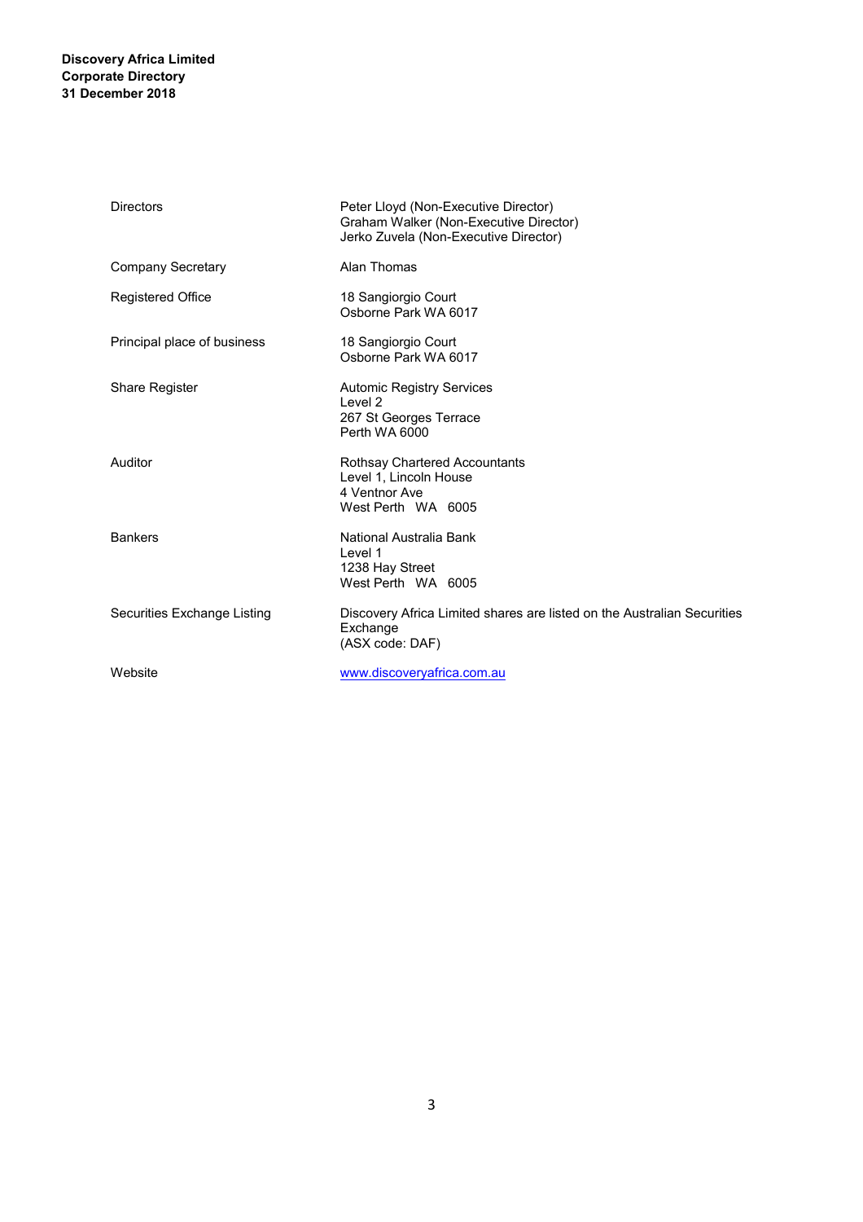**Discovery Africa Limited**
**Corporate Directory**
**31 December 2018**

| | |
|---|---|
| Directors | Peter Lloyd (Non-Executive Director)<br>Graham Walker (Non-Executive Director)<br>Jerko Zuvela (Non-Executive Director) |
| Company Secretary | Alan Thomas |
| Registered Office | 18 Sangiorgio Court<br>Osborne Park WA 6017 |
| Principal place of business | 18 Sangiorgio Court<br>Osborne Park WA 6017 |
| Share Register | Automic Registry Services<br>Level 2<br>267 St Georges Terrace<br>Perth WA 6000 |
| Auditor | Rothsay Chartered Accountants<br>Level 1, Lincoln House<br>4 Ventnor Ave<br>West Perth WA 6005 |
| Bankers | National Australia Bank<br>Level 1<br>1238 Hay Street<br>West Perth WA 6005 |
| Securities Exchange Listing | Discovery Africa Limited shares are listed on the Australian Securities Exchange<br>(ASX code: DAF) |
| Website | www.discoveryafrica.com.au |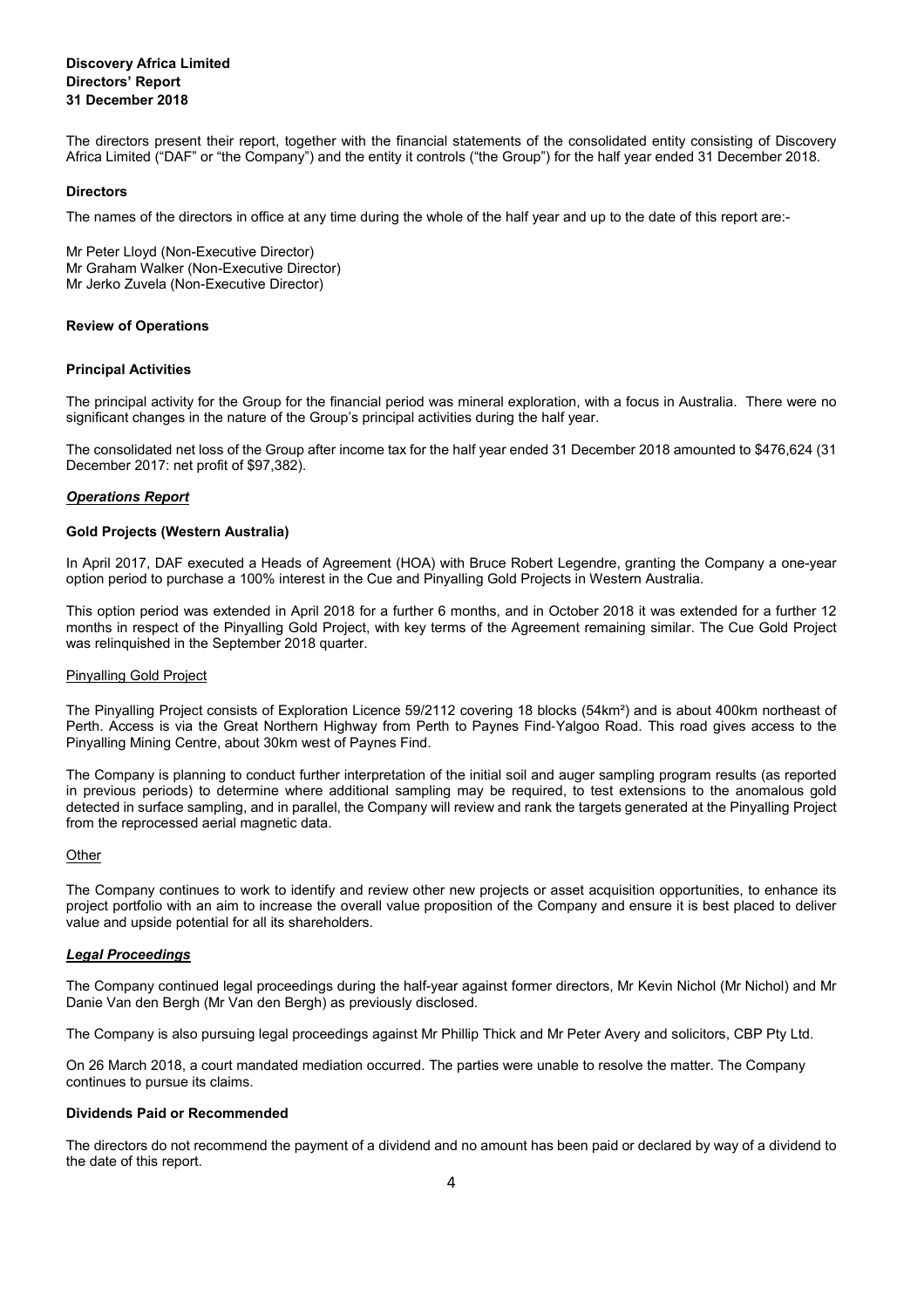**Discovery Africa Limited**
**Directors' Report**
**31 December 2018**

The directors present their report, together with the financial statements of the consolidated entity consisting of Discovery Africa Limited ("DAF" or "the Company") and the entity it controls ("the Group") for the half year ended 31 December 2018.

**Directors**

The names of the directors in office at any time during the whole of the half year and up to the date of this report are:-

Mr Peter Lloyd (Non-Executive Director)
Mr Graham Walker (Non-Executive Director)
Mr Jerko Zuvela (Non-Executive Director)

**Review of Operations**

**Principal Activities**

The principal activity for the Group for the financial period was mineral exploration, with a focus in Australia. There were no significant changes in the nature of the Group's principal activities during the half year.

The consolidated net loss of the Group after income tax for the half year ended 31 December 2018 amounted to $476,624 (31 December 2017: net profit of $97,382).

***Operations Report***

**Gold Projects (Western Australia)**

In April 2017, DAF executed a Heads of Agreement (HOA) with Bruce Robert Legendre, granting the Company a one-year option period to purchase a 100% interest in the Cue and Pinyalling Gold Projects in Western Australia.

This option period was extended in April 2018 for a further 6 months, and in October 2018 it was extended for a further 12 months in respect of the Pinyalling Gold Project, with key terms of the Agreement remaining similar. The Cue Gold Project was relinquished in the September 2018 quarter.

Pinyalling Gold Project

The Pinyalling Project consists of Exploration Licence 59/2112 covering 18 blocks ($54km^2$) and is about 400km northeast of Perth. Access is via the Great Northern Highway from Perth to Paynes Find-Yalgoo Road. This road gives access to the Pinyalling Mining Centre, about 30km west of Paynes Find.

The Company is planning to conduct further interpretation of the initial soil and auger sampling program results (as reported in previous periods) to determine where additional sampling may be required, to test extensions to the anomalous gold detected in surface sampling, and in parallel, the Company will review and rank the targets generated at the Pinyalling Project from the reprocessed aerial magnetic data.

Other

The Company continues to work to identify and review other new projects or asset acquisition opportunities, to enhance its project portfolio with an aim to increase the overall value proposition of the Company and ensure it is best placed to deliver value and upside potential for all its shareholders.

***Legal Proceedings***

The Company continued legal proceedings during the half-year against former directors, Mr Kevin Nichol (Mr Nichol) and Mr Danie Van den Bergh (Mr Van den Bergh) as previously disclosed.

The Company is also pursuing legal proceedings against Mr Phillip Thick and Mr Peter Avery and solicitors, CBP Pty Ltd.

On 26 March 2018, a court mandated mediation occurred. The parties were unable to resolve the matter. The Company continues to pursue its claims.

**Dividends Paid or Recommended**

The directors do not recommend the payment of a dividend and no amount has been paid or declared by way of a dividend to the date of this report.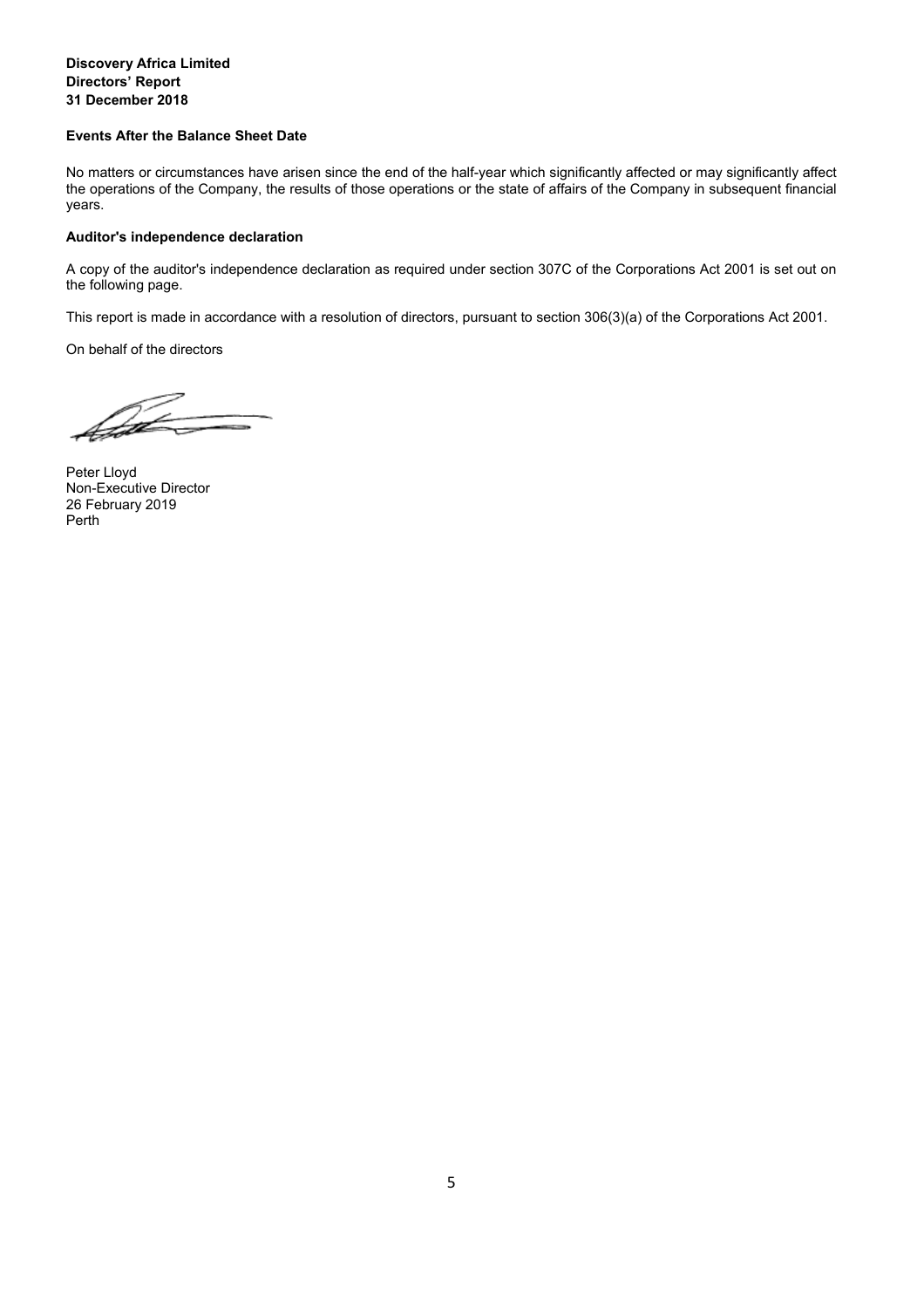**Discovery Africa Limited**
**Directors' Report**
**31 December 2018**

**Events After the Balance Sheet Date**

No matters or circumstances have arisen since the end of the half-year which significantly affected or may significantly affect the operations of the Company, the results of those operations or the state of affairs of the Company in subsequent financial years.

**Auditor's independence declaration**

A copy of the auditor's independence declaration as required under section 307C of the Corporations Act 2001 is set out on the following page.

This report is made in accordance with a resolution of directors, pursuant to section 306(3)(a) of the Corporations Act 2001.

On behalf of the directors

Peter Lloyd
Non-Executive Director
26 February 2019
Perth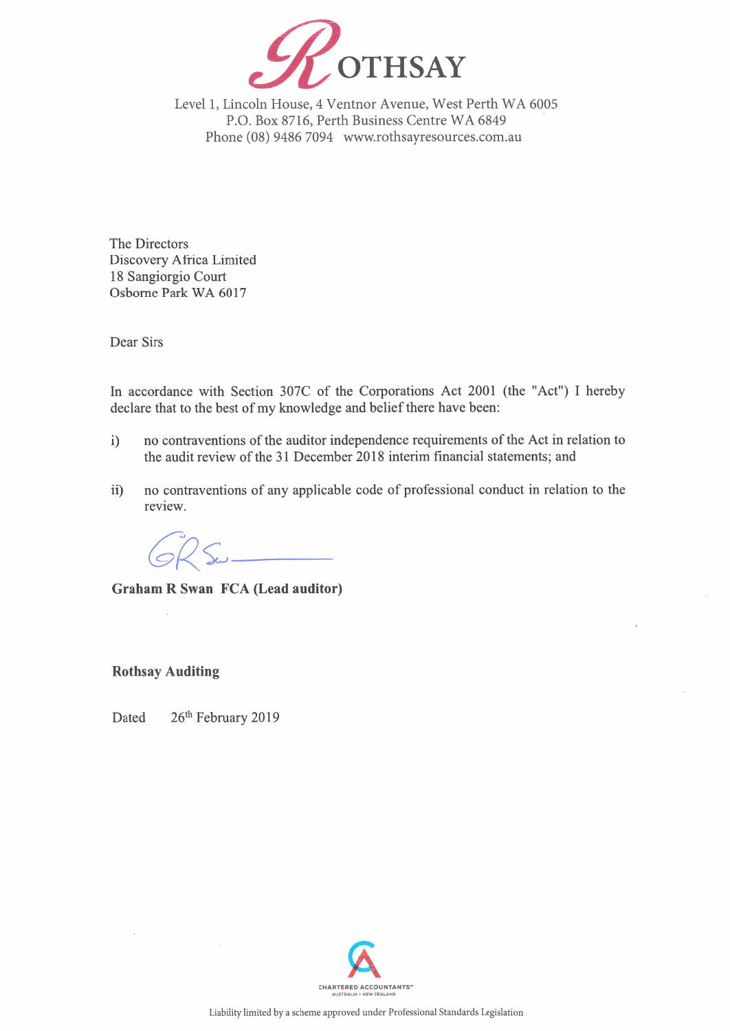# ROTHSAY

Level 1, Lincoln House, 4 Ventnor Avenue, West Perth WA 6005
P.O. Box 8716, Perth Business Centre WA 6849
Phone (08) 9486 7094 www.rothsayresources.com.au

The Directors
Discovery Africa Limited
18 Sangiorgio Court
Osborne Park WA 6017

Dear Sirs

In accordance with Section 307C of the Corporations Act 2001 (the "Act") I hereby declare that to the best of my knowledge and belief there have been:

i) no contraventions of the auditor independence requirements of the Act in relation to the audit review of the 31 December 2018 interim financial statements; and

ii) no contraventions of any applicable code of professional conduct in relation to the review.

**Graham R Swan FCA (Lead auditor)**

**Rothsay Auditing**

Dated 26th February 2019

CHARTERED ACCOUNTANTS AUSTRALIA + NEW ZEALAND

Liability limited by a scheme approved under Professional Standards Legislation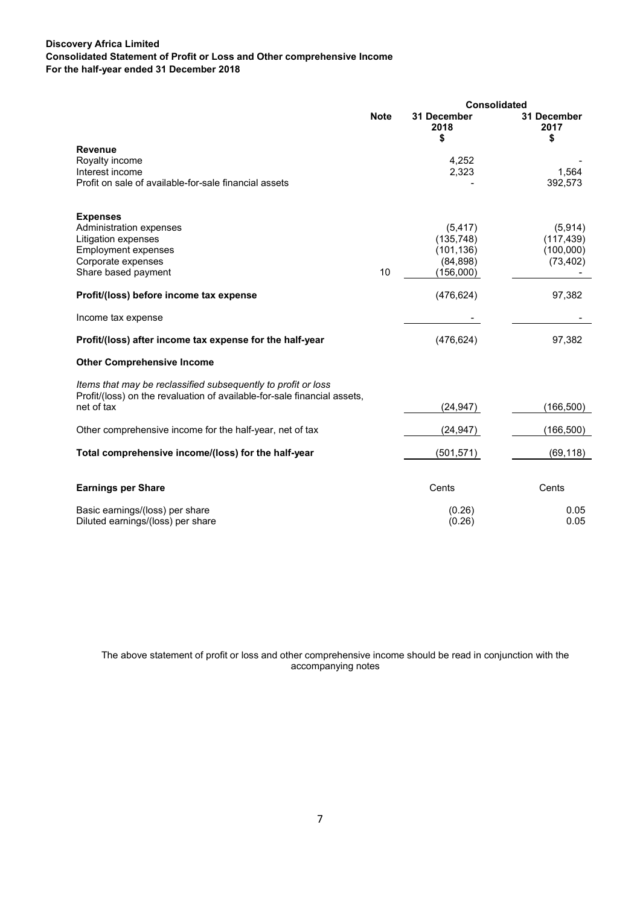**Discovery Africa Limited**
**Consolidated Statement of Profit or Loss and Other comprehensive Income**
**For the half-year ended 31 December 2018**

| | Note | Consolidated | |
|---|---|---|---|
| | | **31 December 2018 $** | **31 December 2017 $** |
| **Revenue** | | | |
| Royalty income | | 4,252 | - |
| Interest income | | 2,323 | 1,564 |
| Profit on sale of available-for-sale financial assets | | - | 392,573 |
| | | | |
| **Expenses** | | | |
| Administration expenses | | (5,417) | (5,914) |
| Litigation expenses | | (135,748) | (117,439) |
| Employment expenses | | (101,136) | (100,000) |
| Corporate expenses | | (84,898) | (73,402) |
| Share based payment | 10 | (156,000) | - |
| **Profit/(loss) before income tax expense** | | (476,624) | 97,382 |
| Income tax expense | | - | - |
| **Profit/(loss) after income tax expense for the half-year** | | (476,624) | 97,382 |
| **Other Comprehensive Income** | | | |
| *Items that may be reclassified subsequently to profit or loss* | | | |
| Profit/(loss) on the revaluation of available-for-sale financial assets, net of tax | | (24,947) | (166,500) |
| Other comprehensive income for the half-year, net of tax | | (24,947) | (166,500) |
| **Total comprehensive income/(loss) for the half-year** | | (501,571) | (69,118) |
| | | | |
| **Earnings per Share** | | Cents | Cents |
| Basic earnings/(loss) per share | | (0.26) | 0.05 |
| Diluted earnings/(loss) per share | | (0.26) | 0.05 |

The above statement of profit or loss and other comprehensive income should be read in conjunction with the accompanying notes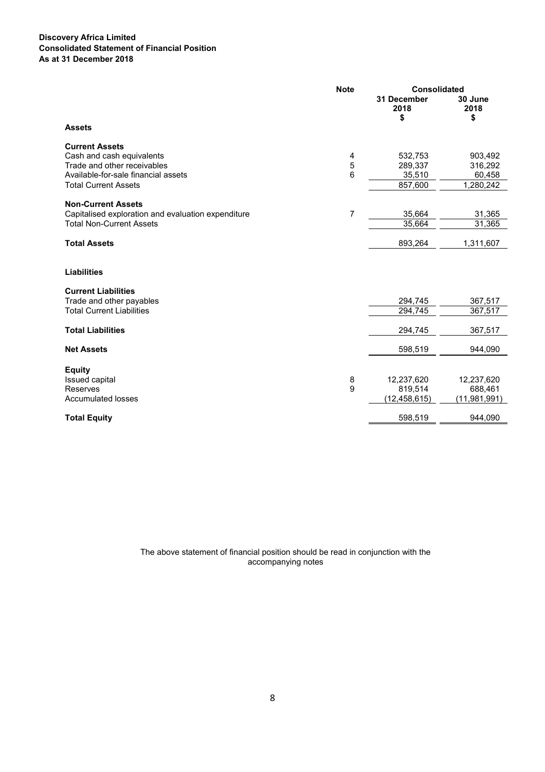**Discovery Africa Limited**
**Consolidated Statement of Financial Position**
**As at 31 December 2018**

| | Note | Consolidated | |
|---|---|---|---|
| | | 31 December 2018 $ | 30 June 2018 $ |
| **Assets** | | | |
| **Current Assets** | | | |
| Cash and cash equivalents | 4 | 532,753 | 903,492 |
| Trade and other receivables | 5 | 289,337 | 316,292 |
| Available-for-sale financial assets | 6 | 35,510 | 60,458 |
| Total Current Assets | | 857,600 | 1,280,242 |
| **Non-Current Assets** | | | |
| Capitalised exploration and evaluation expenditure | 7 | 35,664 | 31,365 |
| Total Non-Current Assets | | 35,664 | 31,365 |
| **Total Assets** | | 893,264 | 1,311,607 |
| **Liabilities** | | | |
| **Current Liabilities** | | | |
| Trade and other payables | | 294,745 | 367,517 |
| Total Current Liabilities | | 294,745 | 367,517 |
| **Total Liabilities** | | 294,745 | 367,517 |
| **Net Assets** | | 598,519 | 944,090 |
| **Equity** | | | |
| Issued capital | 8 | 12,237,620 | 12,237,620 |
| Reserves | 9 | 819,514 | 688,461 |
| Accumulated losses | | (12,458,615) | (11,981,991) |
| **Total Equity** | | 598,519 | 944,090 |

The above statement of financial position should be read in conjunction with the accompanying notes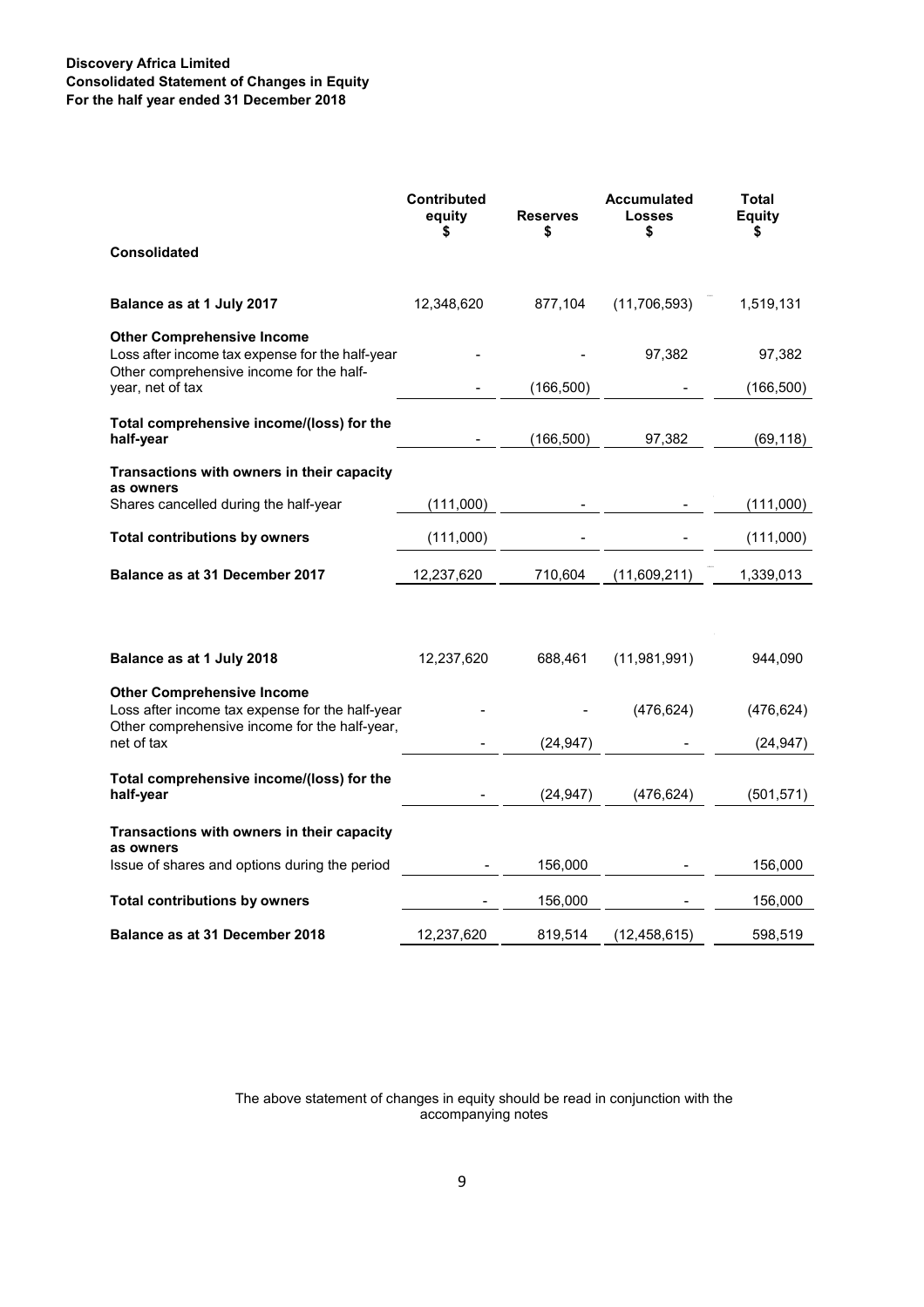**Discovery Africa Limited**
**Consolidated Statement of Changes in Equity**
**For the half year ended 31 December 2018**

| Consolidated | Contributed equity $ | Reserves $ | Accumulated Losses $ | Total Equity $ |
|---|---|---|---|---|
| **Balance as at 1 July 2017** | 12,348,620 | 877,104 | (11,706,593) | 1,519,131 |
| **Other Comprehensive Income** | | | | |
| Loss after income tax expense for the half-year | - | - | 97,382 | 97,382 |
| Other comprehensive income for the half-year, net of tax | - | (166,500) | - | (166,500) |
| **Total comprehensive income/(loss) for the half-year** | - | (166,500) | 97,382 | (69,118) |
| **Transactions with owners in their capacity as owners** | | | | |
| Shares cancelled during the half-year | (111,000) | - | - | (111,000) |
| **Total contributions by owners** | (111,000) | - | - | (111,000) |
| **Balance as at 31 December 2017** | 12,237,620 | 710,604 | (11,609,211) | 1,339,013 |
| | | | | |
| **Balance as at 1 July 2018** | 12,237,620 | 688,461 | (11,981,991) | 944,090 |
| **Other Comprehensive Income** | | | | |
| Loss after income tax expense for the half-year | - | - | (476,624) | (476,624) |
| Other comprehensive income for the half-year, net of tax | - | (24,947) | - | (24,947) |
| **Total comprehensive income/(loss) for the half-year** | - | (24,947) | (476,624) | (501,571) |
| **Transactions with owners in their capacity as owners** | | | | |
| Issue of shares and options during the period | - | 156,000 | - | 156,000 |
| **Total contributions by owners** | - | 156,000 | - | 156,000 |
| **Balance as at 31 December 2018** | 12,237,620 | 819,514 | (12,458,615) | 598,519 |

The above statement of changes in equity should be read in conjunction with the accompanying notes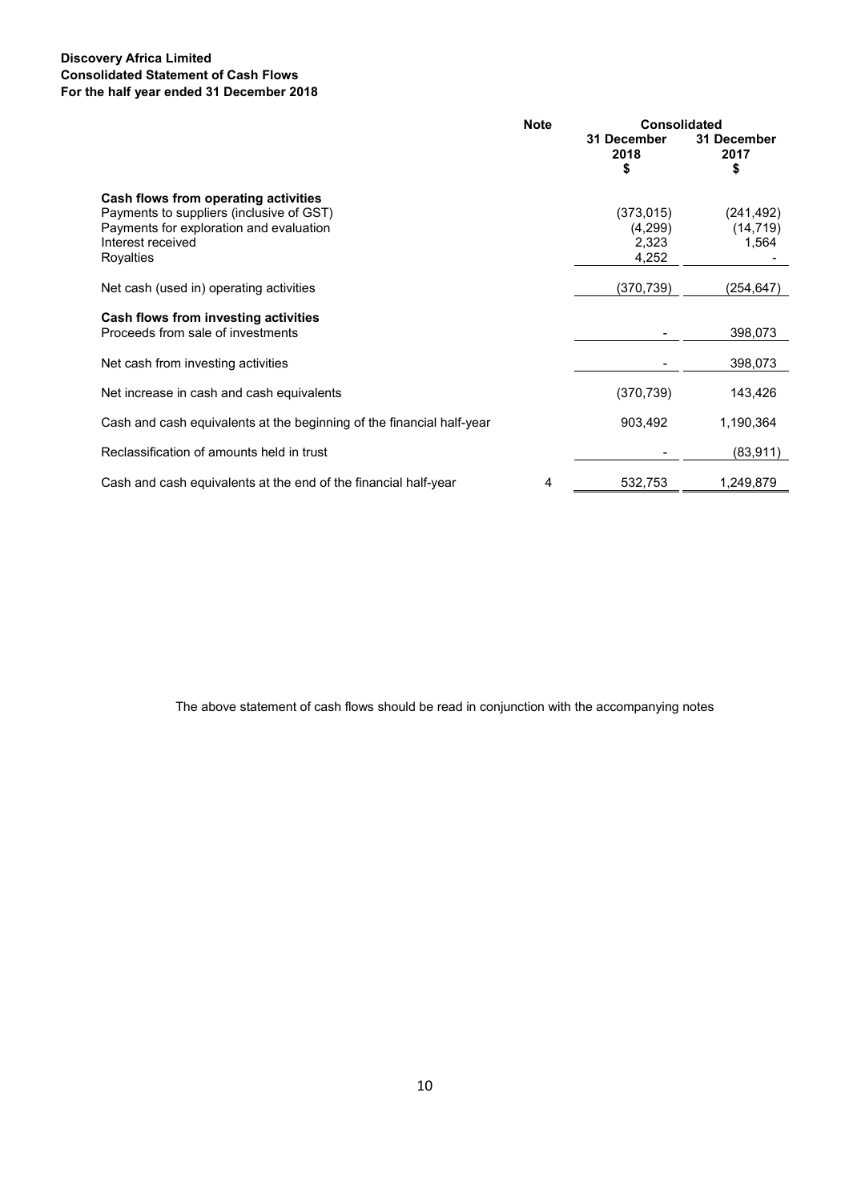**Discovery Africa Limited**
**Consolidated Statement of Cash Flows**
**For the half year ended 31 December 2018**

| | Note | Consolidated | |
|---|---|---|---|
| | | 31 December 2018 $ | 31 December 2017 $ |
| **Cash flows from operating activities** | | | |
| Payments to suppliers (inclusive of GST) | | (373,015) | (241,492) |
| Payments for exploration and evaluation | | (4,299) | (14,719) |
| Interest received | | 2,323 | 1,564 |
| Royalties | | 4,252 | - |
| Net cash (used in) operating activities | | (370,739) | (254,647) |
| **Cash flows from investing activities** | | | |
| Proceeds from sale of investments | | - | 398,073 |
| Net cash from investing activities | | - | 398,073 |
| Net increase in cash and cash equivalents | | (370,739) | 143,426 |
| Cash and cash equivalents at the beginning of the financial half-year | | 903,492 | 1,190,364 |
| Reclassification of amounts held in trust | | - | (83,911) |
| Cash and cash equivalents at the end of the financial half-year | 4 | 532,753 | 1,249,879 |

The above statement of cash flows should be read in conjunction with the accompanying notes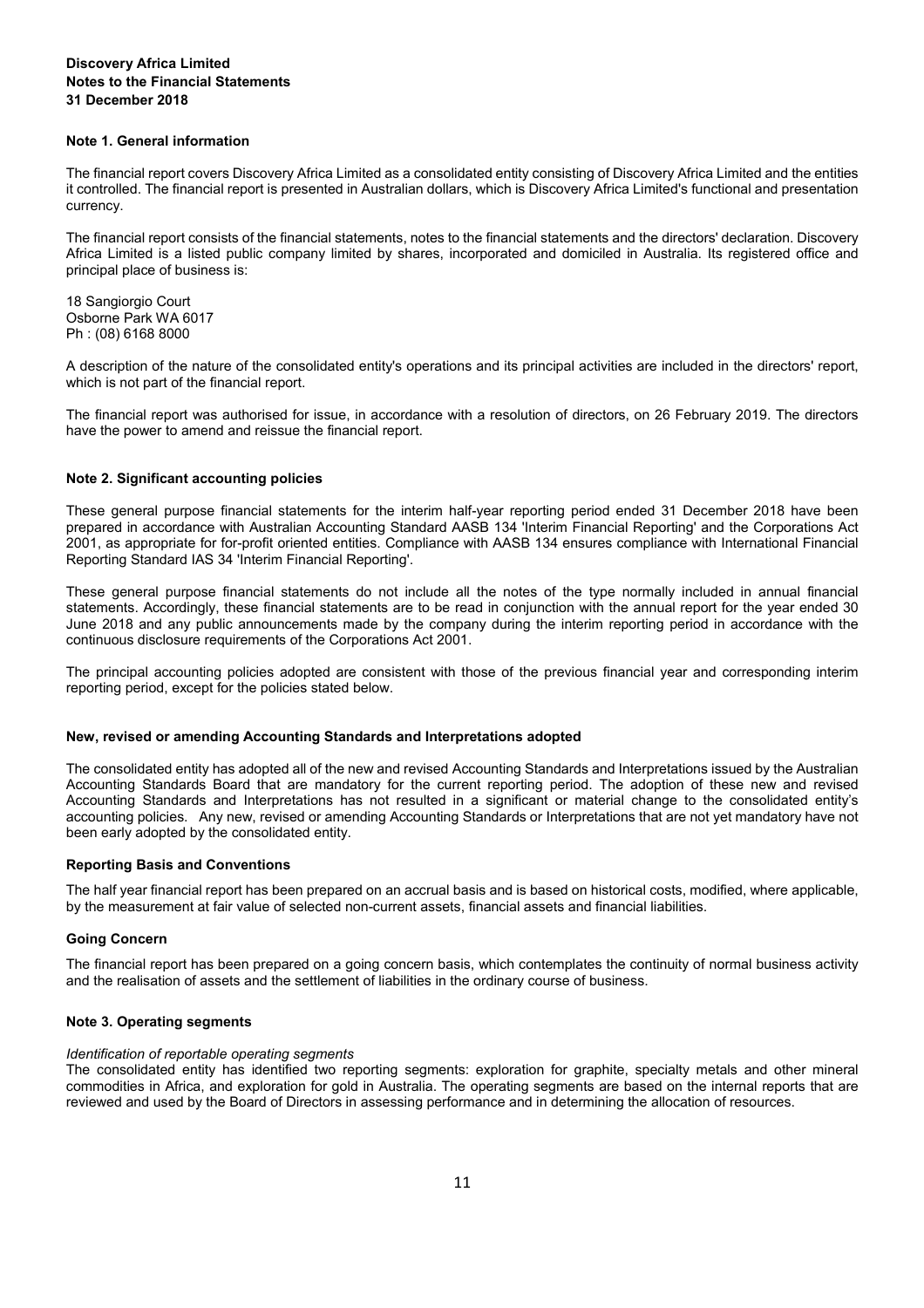**Discovery Africa Limited**
**Notes to the Financial Statements**
**31 December 2018**

## Note 1. General information

The financial report covers Discovery Africa Limited as a consolidated entity consisting of Discovery Africa Limited and the entities it controlled. The financial report is presented in Australian dollars, which is Discovery Africa Limited's functional and presentation currency.

The financial report consists of the financial statements, notes to the financial statements and the directors' declaration. Discovery Africa Limited is a listed public company limited by shares, incorporated and domiciled in Australia. Its registered office and principal place of business is:

18 Sangiorgio Court
Osborne Park WA 6017
Ph : (08) 6168 8000

A description of the nature of the consolidated entity's operations and its principal activities are included in the directors' report, which is not part of the financial report.

The financial report was authorised for issue, in accordance with a resolution of directors, on 26 February 2019. The directors have the power to amend and reissue the financial report.

## Note 2. Significant accounting policies

These general purpose financial statements for the interim half-year reporting period ended 31 December 2018 have been prepared in accordance with Australian Accounting Standard AASB 134 'Interim Financial Reporting' and the Corporations Act 2001, as appropriate for for-profit oriented entities. Compliance with AASB 134 ensures compliance with International Financial Reporting Standard IAS 34 'Interim Financial Reporting'.

These general purpose financial statements do not include all the notes of the type normally included in annual financial statements. Accordingly, these financial statements are to be read in conjunction with the annual report for the year ended 30 June 2018 and any public announcements made by the company during the interim reporting period in accordance with the continuous disclosure requirements of the Corporations Act 2001.

The principal accounting policies adopted are consistent with those of the previous financial year and corresponding interim reporting period, except for the policies stated below.

### New, revised or amending Accounting Standards and Interpretations adopted

The consolidated entity has adopted all of the new and revised Accounting Standards and Interpretations issued by the Australian Accounting Standards Board that are mandatory for the current reporting period. The adoption of these new and revised Accounting Standards and Interpretations has not resulted in a significant or material change to the consolidated entity's accounting policies. Any new, revised or amending Accounting Standards or Interpretations that are not yet mandatory have not been early adopted by the consolidated entity.

### Reporting Basis and Conventions

The half year financial report has been prepared on an accrual basis and is based on historical costs, modified, where applicable, by the measurement at fair value of selected non-current assets, financial assets and financial liabilities.

### Going Concern

The financial report has been prepared on a going concern basis, which contemplates the continuity of normal business activity and the realisation of assets and the settlement of liabilities in the ordinary course of business.

## Note 3. Operating segments

*Identification of reportable operating segments*
The consolidated entity has identified two reporting segments: exploration for graphite, specialty metals and other mineral commodities in Africa, and exploration for gold in Australia. The operating segments are based on the internal reports that are reviewed and used by the Board of Directors in assessing performance and in determining the allocation of resources.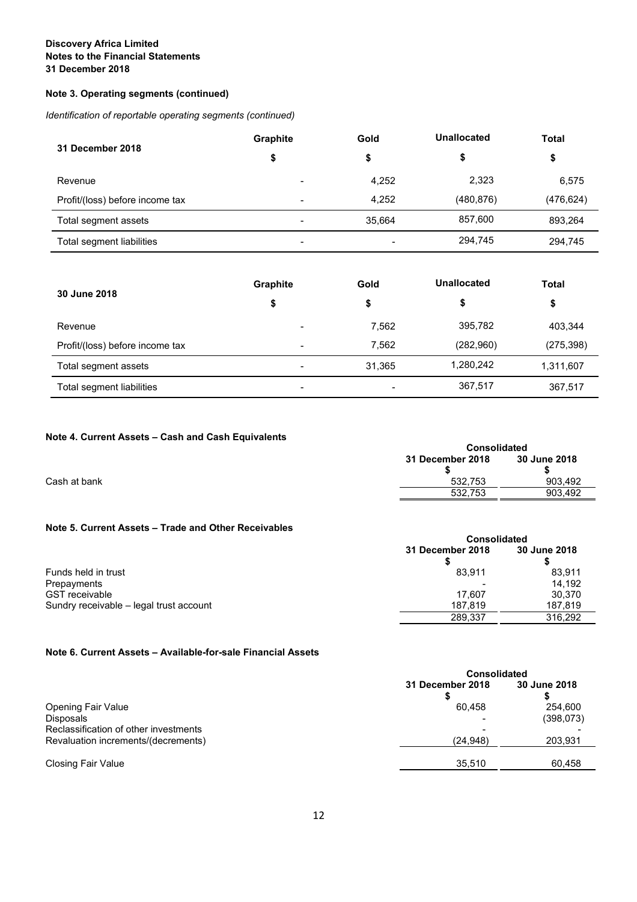**Discovery Africa Limited**
**Notes to the Financial Statements**
**31 December 2018**

### Note 3. Operating segments (continued)

*Identification of reportable operating segments (continued)*

| 31 December 2018 | Graphite<br>$ | Gold<br>$ | Unallocated<br>$ | Total<br>$ |
|---|---|---|---|---|
| Revenue | - | 4,252 | 2,323 | 6,575 |
| Profit/(loss) before income tax | - | 4,252 | (480,876) | (476,624) |
| Total segment assets | - | 35,664 | 857,600 | 893,264 |
| Total segment liabilities | - | - | 294,745 | 294,745 |

| 30 June 2018 | Graphite<br>$ | Gold<br>$ | Unallocated<br>$ | Total<br>$ |
|---|---|---|---|---|
| Revenue | - | 7,562 | 395,782 | 403,344 |
| Profit/(loss) before income tax | - | 7,562 | (282,960) | (275,398) |
| Total segment assets | - | 31,365 | 1,280,242 | 1,311,607 |
| Total segment liabilities | - | - | 367,517 | 367,517 |

### Note 4. Current Assets – Cash and Cash Equivalents

| | Consolidated | |
|---|---|---|
| | 31 December 2018<br>$ | 30 June 2018<br>$ |
| Cash at bank | 532,753 | 903,492 |
| | 532,753 | 903,492 |

### Note 5. Current Assets – Trade and Other Receivables

| | Consolidated | |
|---|---|---|
| | 31 December 2018<br>$ | 30 June 2018<br>$ |
| Funds held in trust | 83,911 | 83,911 |
| Prepayments | - | 14,192 |
| GST receivable | 17,607 | 30,370 |
| Sundry receivable – legal trust account | 187,819 | 187,819 |
| | 289,337 | 316,292 |

### Note 6. Current Assets – Available-for-sale Financial Assets

| | Consolidated | |
|---|---|---|
| | 31 December 2018<br>$ | 30 June 2018<br>$ |
| Opening Fair Value | 60,458 | 254,600 |
| Disposals | - | (398,073) |
| Reclassification of other investments | - | - |
| Revaluation increments/(decrements) | (24,948) | 203,931 |
| Closing Fair Value | 35,510 | 60,458 |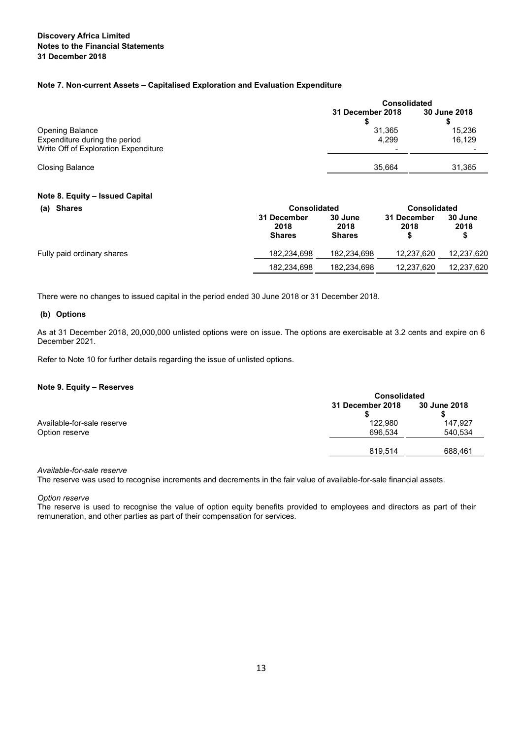**Discovery Africa Limited**
**Notes to the Financial Statements**
**31 December 2018**

### Note 7. Non-current Assets – Capitalised Exploration and Evaluation Expenditure

| | Consolidated | |
|---|---|---|
| | 31 December 2018 $ | 30 June 2018 $ |
| Opening Balance | 31,365 | 15,236 |
| Expenditure during the period | 4,299 | 16,129 |
| Write Off of Exploration Expenditure | - | - |
| Closing Balance | 35,664 | 31,365 |

### Note 8. Equity – Issued Capital

**(a) Shares**

| | Consolidated | | Consolidated | |
|---|---|---|---|---|
| | 31 December 2018 Shares | 30 June 2018 Shares | 31 December 2018 $ | 30 June 2018 $ |
| Fully paid ordinary shares | 182,234,698 | 182,234,698 | 12,237,620 | 12,237,620 |
| | 182,234,698 | 182,234,698 | 12,237,620 | 12,237,620 |

There were no changes to issued capital in the period ended 30 June 2018 or 31 December 2018.

**(b) Options**

As at 31 December 2018, 20,000,000 unlisted options were on issue. The options are exercisable at 3.2 cents and expire on 6 December 2021.

Refer to Note 10 for further details regarding the issue of unlisted options.

### Note 9. Equity – Reserves

| | Consolidated | |
|---|---|---|
| | 31 December 2018 $ | 30 June 2018 $ |
| Available-for-sale reserve | 122,980 | 147,927 |
| Option reserve | 696,534 | 540,534 |
| | 819,514 | 688,461 |

*Available-for-sale reserve*
The reserve was used to recognise increments and decrements in the fair value of available-for-sale financial assets.

*Option reserve*
The reserve is used to recognise the value of option equity benefits provided to employees and directors as part of their remuneration, and other parties as part of their compensation for services.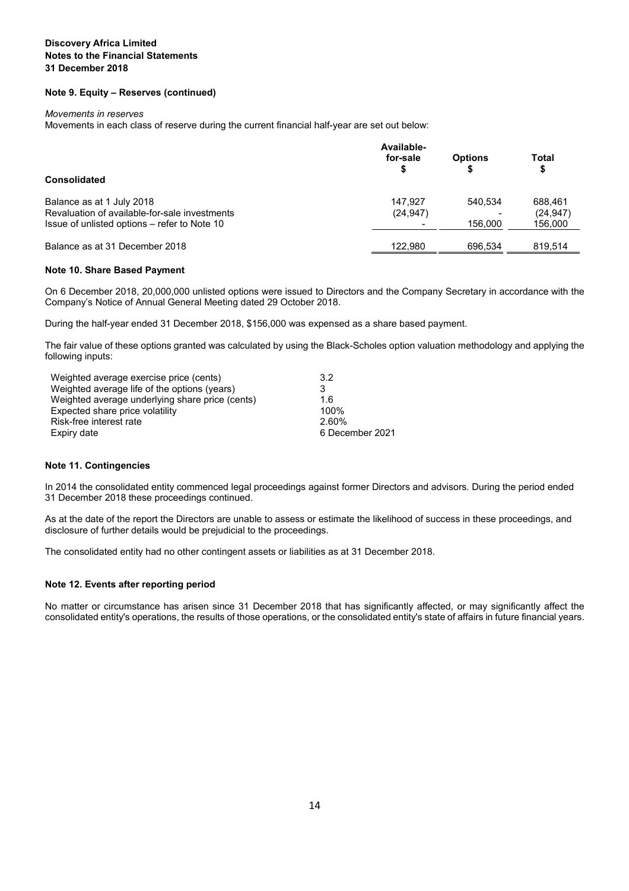**Discovery Africa Limited**
**Notes to the Financial Statements**
**31 December 2018**

## Note 9. Equity – Reserves (continued)

*Movements in reserves*

Movements in each class of reserve during the current financial half-year are set out below:

| Consolidated | Available-for-sale $ | Options $ | Total $ |
|---|---|---|---|
| Balance as at 1 July 2018 | 147,927 | 540,534 | 688,461 |
| Revaluation of available-for-sale investments | (24,947) | - | (24,947) |
| Issue of unlisted options – refer to Note 10 | - | 156,000 | 156,000 |
| Balance as at 31 December 2018 | 122,980 | 696,534 | 819,514 |

## Note 10. Share Based Payment

On 6 December 2018, 20,000,000 unlisted options were issued to Directors and the Company Secretary in accordance with the Company's Notice of Annual General Meeting dated 29 October 2018.

During the half-year ended 31 December 2018, $156,000 was expensed as a share based payment.

The fair value of these options granted was calculated by using the Black-Scholes option valuation methodology and applying the following inputs:

| | |
|---|---|
| Weighted average exercise price (cents) | 3.2 |
| Weighted average life of the options (years) | 3 |
| Weighted average underlying share price (cents) | 1.6 |
| Expected share price volatility | 100% |
| Risk-free interest rate | 2.60% |
| Expiry date | 6 December 2021 |

## Note 11. Contingencies

In 2014 the consolidated entity commenced legal proceedings against former Directors and advisors. During the period ended 31 December 2018 these proceedings continued.

As at the date of the report the Directors are unable to assess or estimate the likelihood of success in these proceedings, and disclosure of further details would be prejudicial to the proceedings.

The consolidated entity had no other contingent assets or liabilities as at 31 December 2018.

## Note 12. Events after reporting period

No matter or circumstance has arisen since 31 December 2018 that has significantly affected, or may significantly affect the consolidated entity's operations, the results of those operations, or the consolidated entity's state of affairs in future financial years.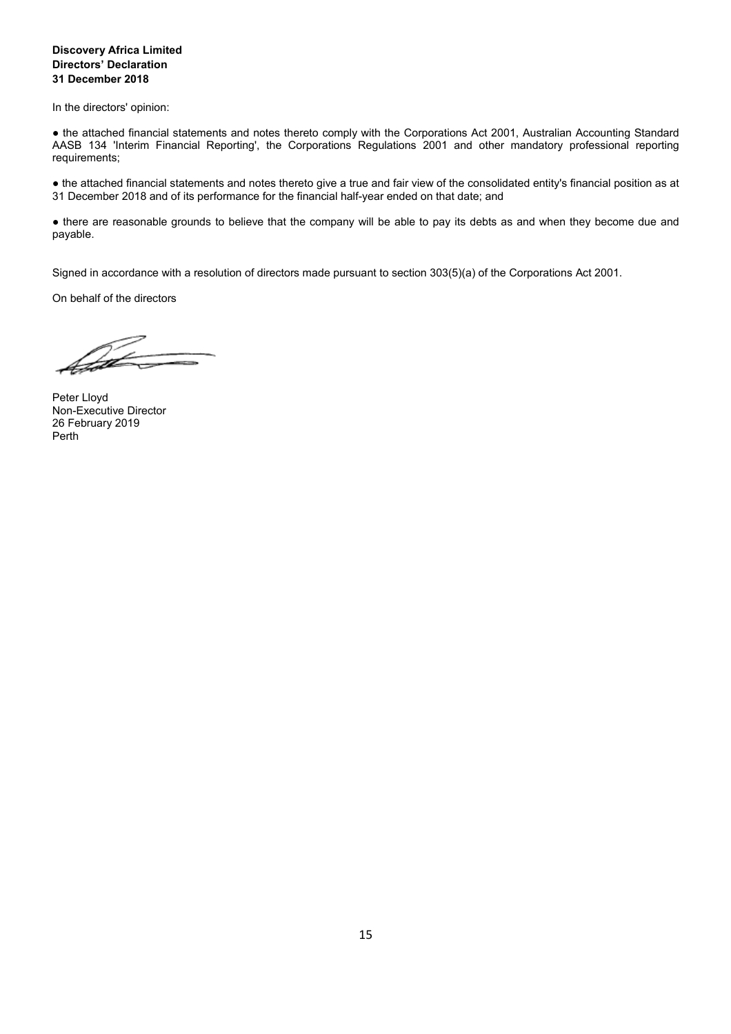**Discovery Africa Limited**
**Directors' Declaration**
**31 December 2018**

In the directors' opinion:

● the attached financial statements and notes thereto comply with the Corporations Act 2001, Australian Accounting Standard AASB 134 'Interim Financial Reporting', the Corporations Regulations 2001 and other mandatory professional reporting requirements;

● the attached financial statements and notes thereto give a true and fair view of the consolidated entity's financial position as at 31 December 2018 and of its performance for the financial half-year ended on that date; and

● there are reasonable grounds to believe that the company will be able to pay its debts as and when they become due and payable.

Signed in accordance with a resolution of directors made pursuant to section 303(5)(a) of the Corporations Act 2001.

On behalf of the directors

Peter Lloyd
Non-Executive Director
26 February 2019
Perth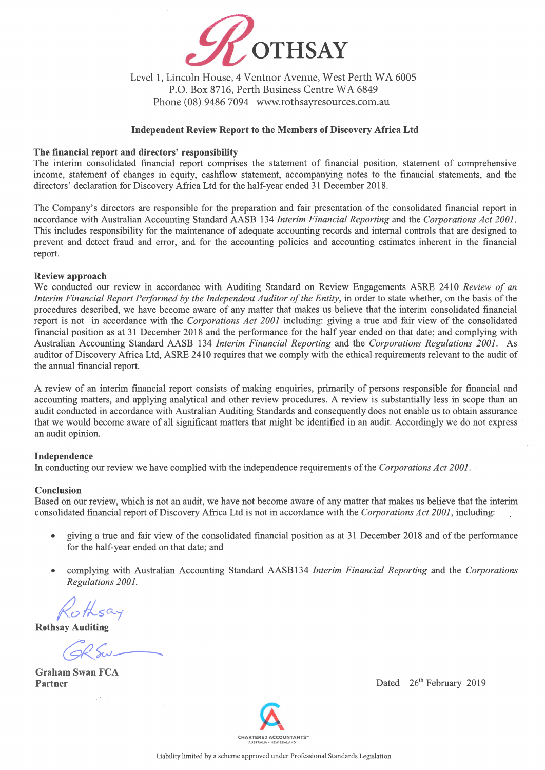# ROTHSAY

Level 1, Lincoln House, 4 Ventnor Avenue, West Perth WA 6005
P.O. Box 8716, Perth Business Centre WA 6849
Phone (08) 9486 7094 www.rothsayresources.com.au

## Independent Review Report to the Members of Discovery Africa Ltd

### The financial report and directors' responsibility

The interim consolidated financial report comprises the statement of financial position, statement of comprehensive income, statement of changes in equity, cashflow statement, accompanying notes to the financial statements, and the directors' declaration for Discovery Africa Ltd for the half-year ended 31 December 2018.

The Company's directors are responsible for the preparation and fair presentation of the consolidated financial report in accordance with Australian Accounting Standard AASB 134 *Interim Financial Reporting* and the *Corporations Act 2001*. This includes responsibility for the maintenance of adequate accounting records and internal controls that are designed to prevent and detect fraud and error, and for the accounting policies and accounting estimates inherent in the financial report.

### Review approach

We conducted our review in accordance with Auditing Standard on Review Engagements ASRE 2410 *Review of an Interim Financial Report Performed by the Independent Auditor of the Entity*, in order to state whether, on the basis of the procedures described, we have become aware of any matter that makes us believe that the interim consolidated financial report is not in accordance with the *Corporations Act 2001* including: giving a true and fair view of the consolidated financial position as at 31 December 2018 and the performance for the half year ended on that date; and complying with Australian Accounting Standard AASB 134 *Interim Financial Reporting* and the *Corporations Regulations 2001*. As auditor of Discovery Africa Ltd, ASRE 2410 requires that we comply with the ethical requirements relevant to the audit of the annual financial report.

A review of an interim financial report consists of making enquiries, primarily of persons responsible for financial and accounting matters, and applying analytical and other review procedures. A review is substantially less in scope than an audit conducted in accordance with Australian Auditing Standards and consequently does not enable us to obtain assurance that we would become aware of all significant matters that might be identified in an audit. Accordingly we do not express an audit opinion.

### Independence

In conducting our review we have complied with the independence requirements of the *Corporations Act 2001*.

### Conclusion

Based on our review, which is not an audit, we have not become aware of any matter that makes us believe that the interim consolidated financial report of Discovery Africa Ltd is not in accordance with the *Corporations Act 2001*, including:

- giving a true and fair view of the consolidated financial position as at 31 December 2018 and of the performance for the half-year ended on that date; and
- complying with Australian Accounting Standard AASB134 *Interim Financial Reporting* and the *Corporations Regulations 2001*.

Rothsay

**Rothsay Auditing**

**Graham Swan FCA**
**Partner**

Dated 26th February 2019

CHARTERED ACCOUNTANTS AUSTRALIA + NEW ZEALAND

Liability limited by a scheme approved under Professional Standards Legislation